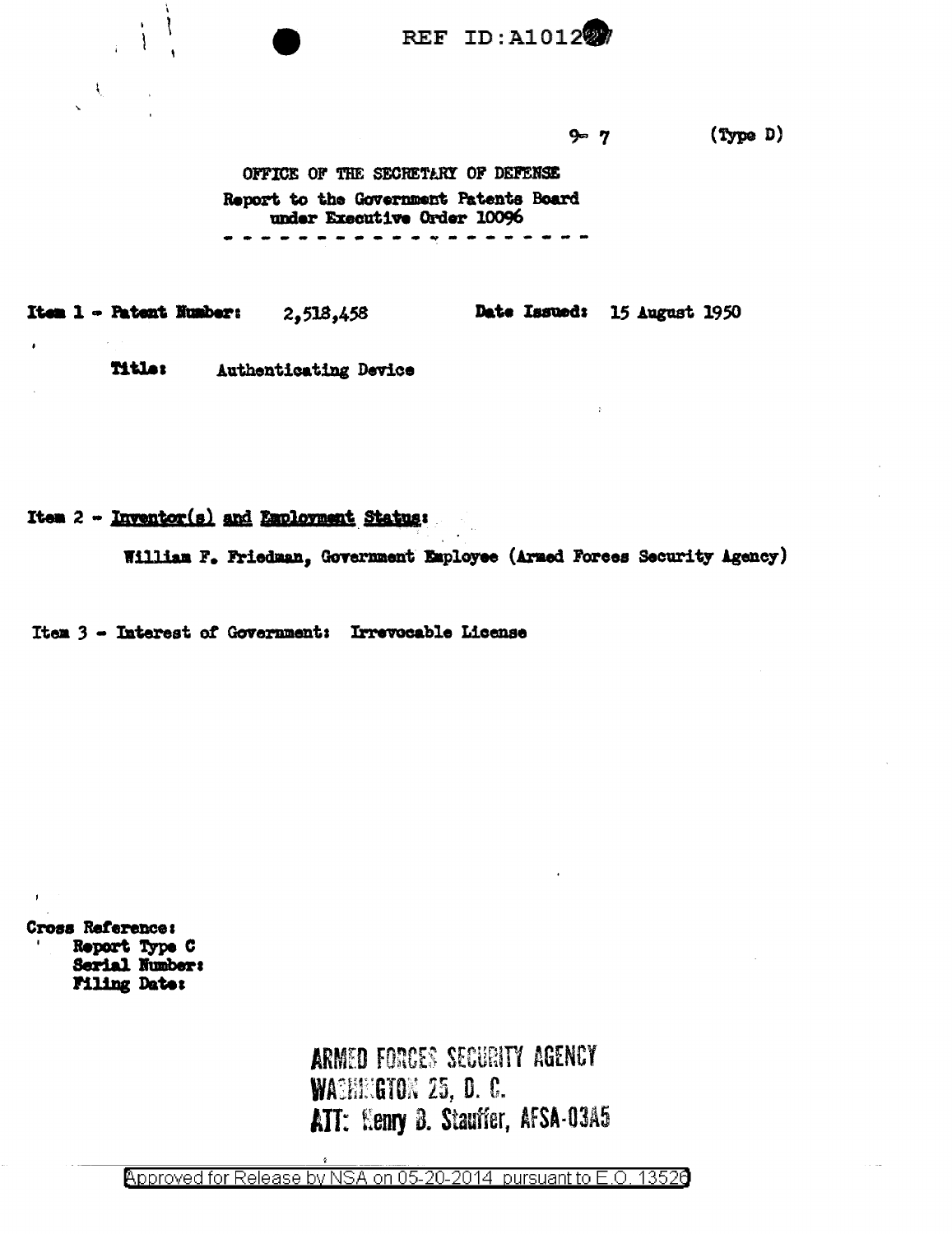REF ID:A101297

9-7 (Type D)

OFFICE OF THE SECRETARY OF DEFENSE
Report to the Government Patents Board
under Executive Order 10096

- - - - - - - - - - - - - - - - - - - -

**Item 1 - Patent Number:** 2,518,458 **Date Issued:** 15 August 1950

**Title:** Authenticating Device

Item 2 - Inventor(s) and Employment Status:

William F. Friedman, Government Employee (Armed Forces Security Agency)

Item 3 - Interest of Government: Irrevocable License

**Cross Reference:**
**Report Type C**
**Serial Number:**
**Filing Date:**

ARMED FORCES SECURITY AGENCY
WASHINGTON 25, D. C.
ATT: Henry B. Stauffer, AFSA-03A5

Approved for Release by NSA on 05-20-2014 pursuant to E.O. 13526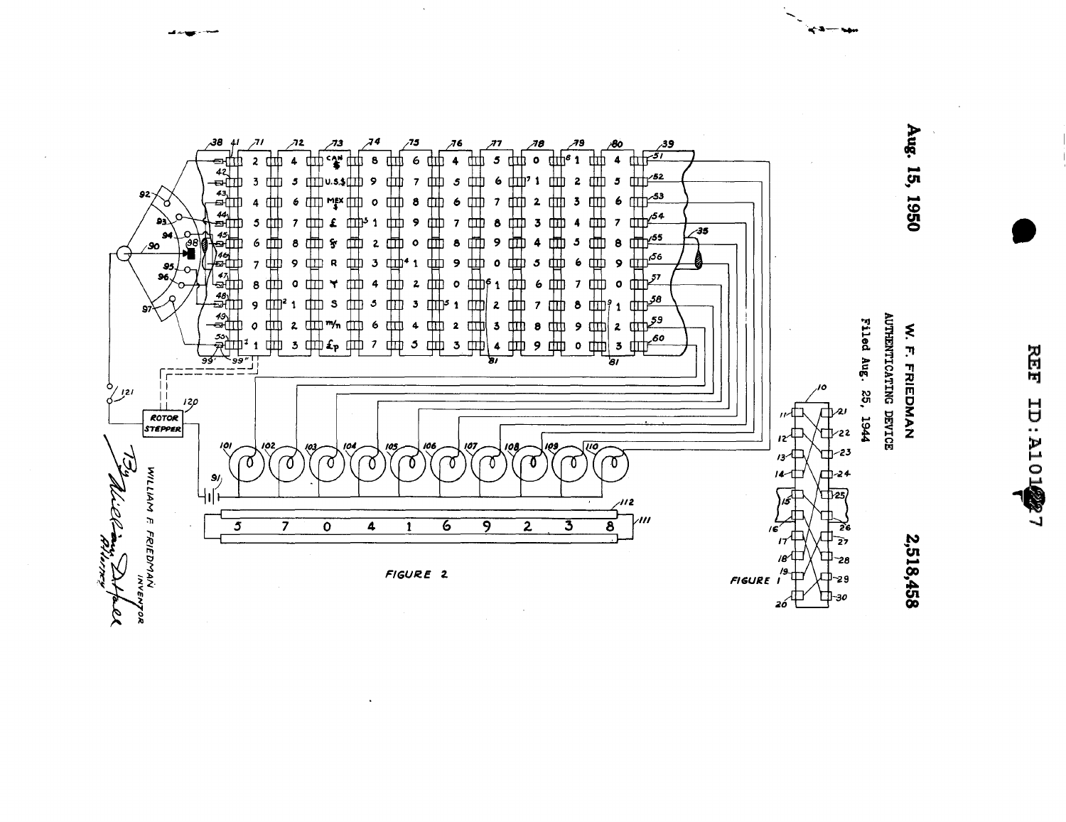Aug. 15, 1950

W. F. FRIEDMAN

AUTHENTICATING DEVICE

Filed Aug. 25, 1944

2,518,458

REF ID:A101?27

FIGURE 2

FIGURE 1

WILLIAM F. FRIEDMAN
INVENTOR

By [signature]
Attorney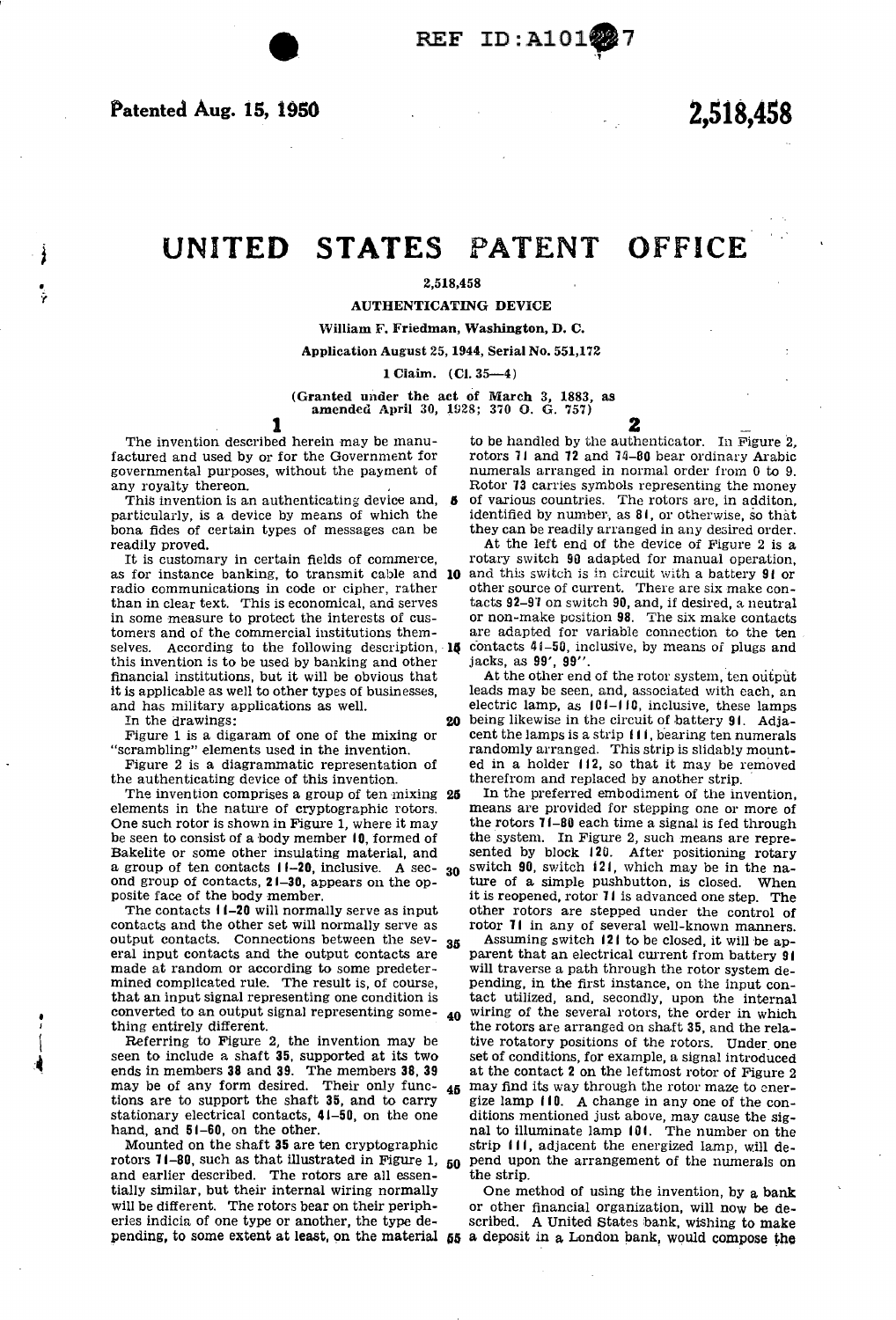REF ID:A101227

**Patented Aug. 15, 1950** **2,518,458**

# UNITED STATES PATENT OFFICE

**2,518,458**

**AUTHENTICATING DEVICE**

**William F. Friedman, Washington, D. C.**

**Application August 25, 1944, Serial No. 551,172**

**1 Claim. (Cl. 35—4)**

(Granted under the act of March 3, 1883, as amended April 30, 1928; 370 O. G. 757)

The invention described herein may be manufactured and used by or for the Government for governmental purposes, without the payment of any royalty thereon.

This invention is an authenticating device and, particularly, is a device by means of which the bona fides of certain types of messages can be readily proved.

It is customary in certain fields of commerce, as for instance banking, to transmit cable and radio communications in code or cipher, rather than in clear text. This is economical, and serves in some measure to protect the interests of customers and of the commercial institutions themselves. According to the following description, this invention is to be used by banking and other financial institutions, but it will be obvious that it is applicable as well to other types of businesses, and has military applications as well.

In the drawings:

Figure 1 is a digaram of one of the mixing or "scrambling" elements used in the invention.

Figure 2 is a diagrammatic representation of the authenticating device of this invention.

The invention comprises a group of ten mixing elements in the nature of cryptographic rotors. One such rotor is shown in Figure 1, where it may be seen to consist of a body member **10**, formed of Bakelite or some other insulating material, and a group of ten contacts **11–20**, inclusive. A second group of contacts, **21–30**, appears on the opposite face of the body member.

The contacts **11–20** will normally serve as input contacts and the other set will normally serve as output contacts. Connections between the several input contacts and the output contacts are made at random or according to some predetermined complicated rule. The result is, of course, that an input signal representing one condition is converted to an output signal representing something entirely different.

Referring to Figure 2, the invention may be seen to include a shaft **35**, supported at its two ends in members **38** and **39**. The members **38, 39** may be of any form desired. Their only functions are to support the shaft **35**, and to carry stationary electrical contacts, **41–50**, on the one hand, and **51–60**, on the other.

Mounted on the shaft **35** are ten cryptographic rotors **71–80**, such as that illustrated in Figure 1, and earlier described. The rotors are all essentially similar, but their internal wiring normally will be different. The rotors bear on their peripheries indicia of one type or another, the type depending, to some extent at least, on the material to be handled by the authenticator. In Figure 2, rotors **71** and **72** and **74–80** bear ordinary Arabic numerals arranged in normal order from 0 to 9. Rotor **73** carries symbols representing the money of various countries. The rotors are, in additon, identified by number, as **81**, or otherwise, so that they can be readily arranged in any desired order.

At the left end of the device of Figure 2 is a rotary switch **90** adapted for manual operation, and this switch is in circuit with a battery **91** or other source of current. There are six make contacts **92–97** on switch **90**, and, if desired, a neutral or non-make position **98**. The six make contacts are adapted for variable connection to the ten contacts **41–50**, inclusive, by means of plugs and jacks, as **99′, 99″**.

At the other end of the rotor system, ten output leads may be seen, and, associated with each, an electric lamp, as **101–110**, inclusive, these lamps being likewise in the circuit of battery **91**. Adjacent the lamps is a strip **111**, bearing ten numerals randomly arranged. This strip is slidably mounted in a holder **112**, so that it may be removed therefrom and replaced by another strip.

In the preferred embodiment of the invention, means are provided for stepping one or more of the rotors **71–80** each time a signal is fed through the system. In Figure 2, such means are represented by block **120**. After positioning rotary switch **90**, switch **121**, which may be in the nature of a simple pushbutton, is closed. When it is reopened, rotor **71** is advanced one step. The other rotors are stepped under the control of rotor **71** in any of several well-known manners.

Assuming switch **121** to be closed, it will be apparent that an electrical current from battery **91** will traverse a path through the rotor system depending, in the first instance, on the input contact utilized, and, secondly, upon the internal wiring of the several rotors, the order in which the rotors are arranged on shaft **35**, and the relative rotatory positions of the rotors. Under one set of conditions, for example, a signal introduced at the contact **2** on the leftmost rotor of Figure 2 may find its way through the rotor maze to energize lamp **110**. A change in any one of the conditions mentioned just above, may cause the signal to illuminate lamp **101**. The number on the strip **111**, adjacent the energized lamp, will depend upon the arrangement of the numerals on the strip.

One method of using the invention, by a bank or other financial organization, will now be described. A United States bank, wishing to make a deposit in a London bank, would compose the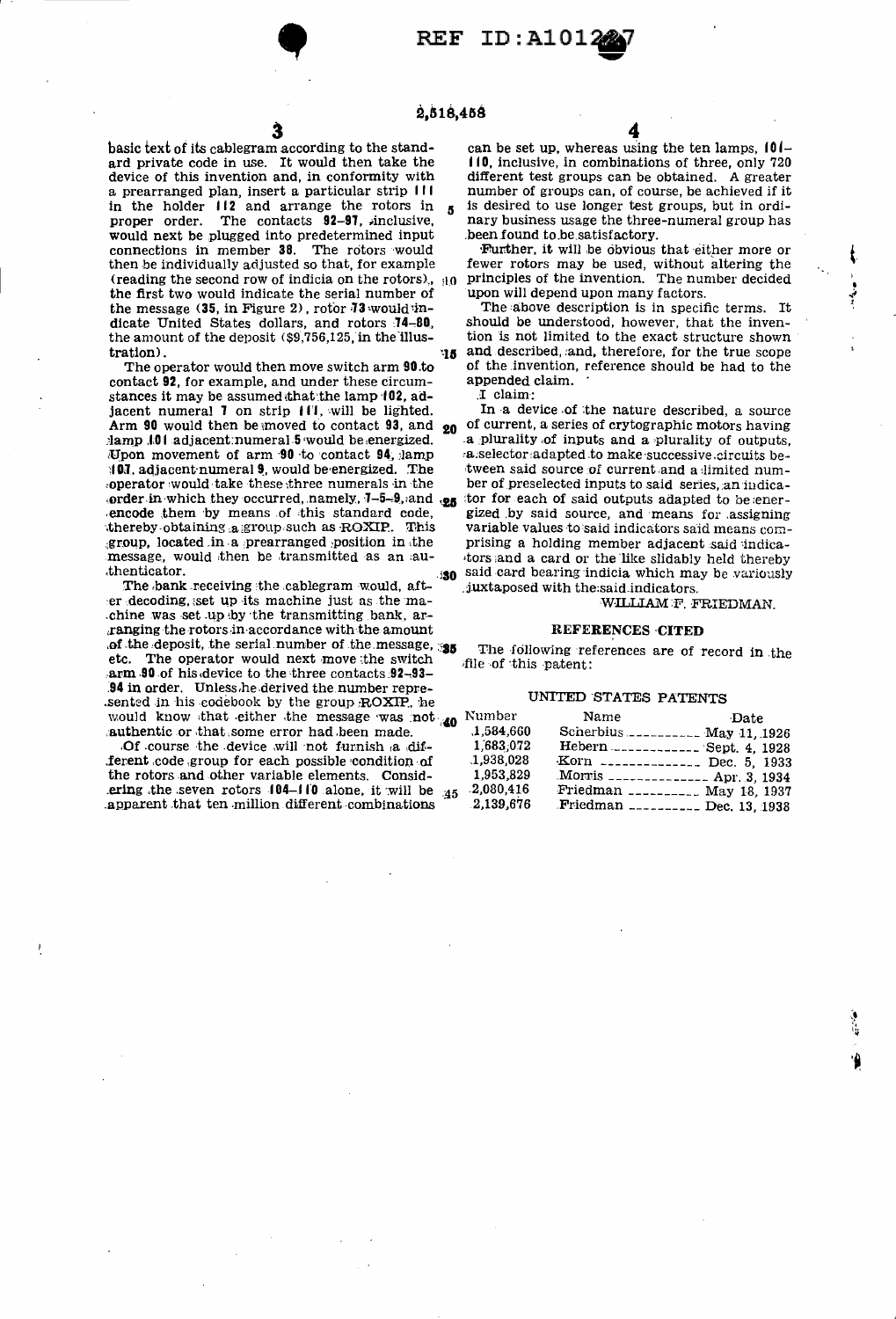basic text of its cablegram according to the standard private code in use. It would then take the device of this invention and, in conformity with a prearranged plan, insert a particular strip 111 in the holder 112 and arrange the rotors in proper order. The contacts 92–97, inclusive, would next be plugged into predetermined input connections in member 38. The rotors would then be individually adjusted so that, for example (reading the second row of indicia on the rotors), the first two would indicate the serial number of the message (35, in Figure 2), rotor 73 would indicate United States dollars, and rotors 74–80, the amount of the deposit ($9,756,125, in the illustration).

The operator would then move switch arm 90 to contact 92, for example, and under these circumstances it may be assumed that the lamp 102, adjacent numeral 7 on strip 111, will be lighted. Arm 90 would then be moved to contact 93, and lamp 101 adjacent numeral 5 would be energized. Upon movement of arm 90 to contact 94, lamp 107, adjacent numeral 9, would be energized. The operator would take these three numerals in the order in which they occurred, namely, 7–5–9, and encode them by means of this standard code, thereby obtaining a group such as ROXIP. This group, located in a prearranged position in the message, would then be transmitted as an authenticator.

The bank receiving the cablegram would, after decoding, set up its machine just as the machine was set up by the transmitting bank, arranging the rotors in accordance with the amount of the deposit, the serial number of the message, etc. The operator would next move the switch arm 90 of his device to the three contacts 92–93–94 in order. Unless he derived the number represented in his codebook by the group ROXIP, he would know that either the message was not authentic or that some error had been made.

Of course the device will not furnish a different code group for each possible condition of the rotors and other variable elements. Considering the seven rotors 104–110 alone, it will be apparent that ten million different combinations can be set up, whereas using the ten lamps, 101–110, inclusive, in combinations of three, only 720 different test groups can be obtained. A greater number of groups can, of course, be achieved if it is desired to use longer test groups, but in ordinary business usage the three-numeral group has been found to be satisfactory.

Further, it will be obvious that either more or fewer rotors may be used, without altering the principles of the invention. The number decided upon will depend upon many factors.

The above description is in specific terms. It should be understood, however, that the invention is not limited to the exact structure shown and described, and, therefore, for the true scope of the invention, reference should be had to the appended claim.

I claim:

In a device of the nature described, a source of current, a series of crytographic motors having a plurality of inputs and a plurality of outputs, a selector adapted to make successive circuits between said source of current and a limited number of preselected inputs to said series, an indicator for each of said outputs adapted to be energized by said source, and means for assigning variable values to said indicators said means comprising a holding member adjacent said indicators and a card or the like slidably held thereby said card bearing indicia which may be variously juxtaposed with the said indicators.

WILLIAM F. FRIEDMAN.

## REFERENCES CITED

The following references are of record in the file of this patent:

### UNITED STATES PATENTS

| Number | Name | Date |
|---|---|---|
| 1,584,660 | Scherbius | May 11, 1926 |
| 1,683,072 | Hebern | Sept. 4, 1928 |
| 1,938,028 | Korn | Dec. 5, 1933 |
| 1,953,829 | Morris | Apr. 3, 1934 |
| 2,080,416 | Friedman | May 18, 1937 |
| 2,139,676 | Friedman | Dec. 13, 1938 |